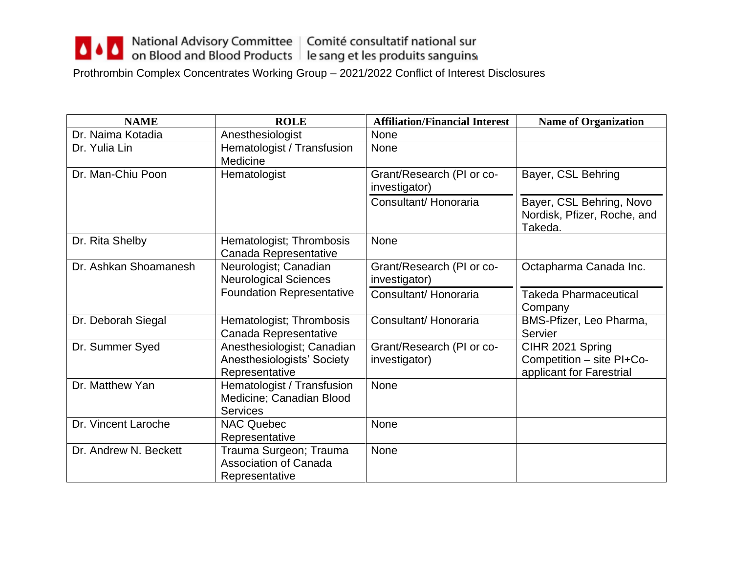National Advisory Committee on Blood and Blood Products | Comité consultatif national sur le sang et les produits sanguins

Prothrombin Complex Concentrates Working Group – 2021/2022 Conflict of Interest Disclosures

| NAME | ROLE | Affiliation/Financial Interest | Name of Organization |
|---|---|---|---|
| Dr. Naima Kotadia | Anesthesiologist | None | |
| Dr. Yulia Lin | Hematologist / Transfusion Medicine | None | |
| Dr. Man-Chiu Poon | Hematologist | Grant/Research (PI or co-investigator) | Bayer, CSL Behring |
| | | Consultant/ Honoraria | Bayer, CSL Behring, Novo Nordisk, Pfizer, Roche, and Takeda. |
| Dr. Rita Shelby | Hematologist; Thrombosis Canada Representative | None | |
| Dr. Ashkan Shoamanesh | Neurologist; Canadian Neurological Sciences Foundation Representative | Grant/Research (PI or co-investigator) | Octapharma Canada Inc. |
| | | Consultant/ Honoraria | Takeda Pharmaceutical Company |
| Dr. Deborah Siegal | Hematologist; Thrombosis Canada Representative | Consultant/ Honoraria | BMS-Pfizer, Leo Pharma, Servier |
| Dr. Summer Syed | Anesthesiologist; Canadian Anesthesiologists' Society Representative | Grant/Research (PI or co-investigator) | CIHR 2021 Spring Competition – site PI+Co-applicant for Farestrial |
| Dr. Matthew Yan | Hematologist / Transfusion Medicine; Canadian Blood Services | None | |
| Dr. Vincent Laroche | NAC Quebec Representative | None | |
| Dr. Andrew N. Beckett | Trauma Surgeon; Trauma Association of Canada Representative | None | |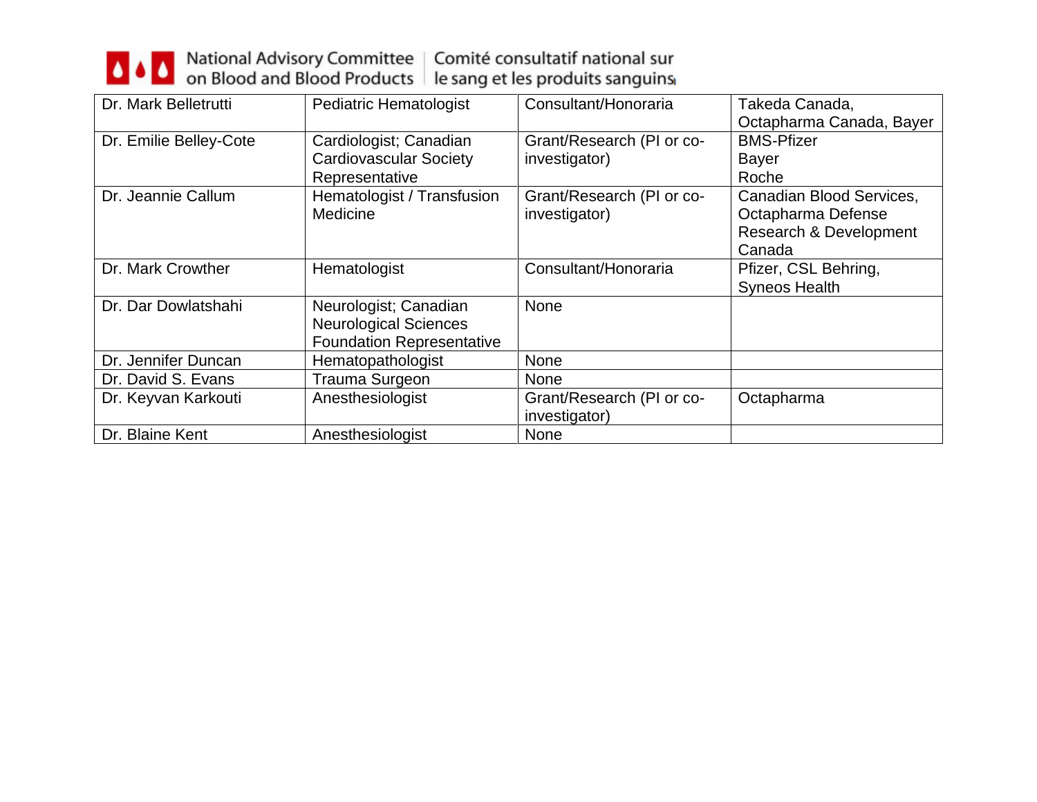| | | | |
|---|---|---|---|
| Dr. Mark Belletrutti | Pediatric Hematologist | Consultant/Honoraria | Takeda Canada, Octapharma Canada, Bayer |
| Dr. Emilie Belley-Cote | Cardiologist; Canadian Cardiovascular Society Representative | Grant/Research (PI or co-investigator) | BMS-Pfizer Bayer Roche |
| Dr. Jeannie Callum | Hematologist / Transfusion Medicine | Grant/Research (PI or co-investigator) | Canadian Blood Services, Octapharma Defense Research & Development Canada |
| Dr. Mark Crowther | Hematologist | Consultant/Honoraria | Pfizer, CSL Behring, Syneos Health |
| Dr. Dar Dowlatshahi | Neurologist; Canadian Neurological Sciences Foundation Representative | None | |
| Dr. Jennifer Duncan | Hematopathologist | None | |
| Dr. David S. Evans | Trauma Surgeon | None | |
| Dr. Keyvan Karkouti | Anesthesiologist | Grant/Research (PI or co-investigator) | Octapharma |
| Dr. Blaine Kent | Anesthesiologist | None | |